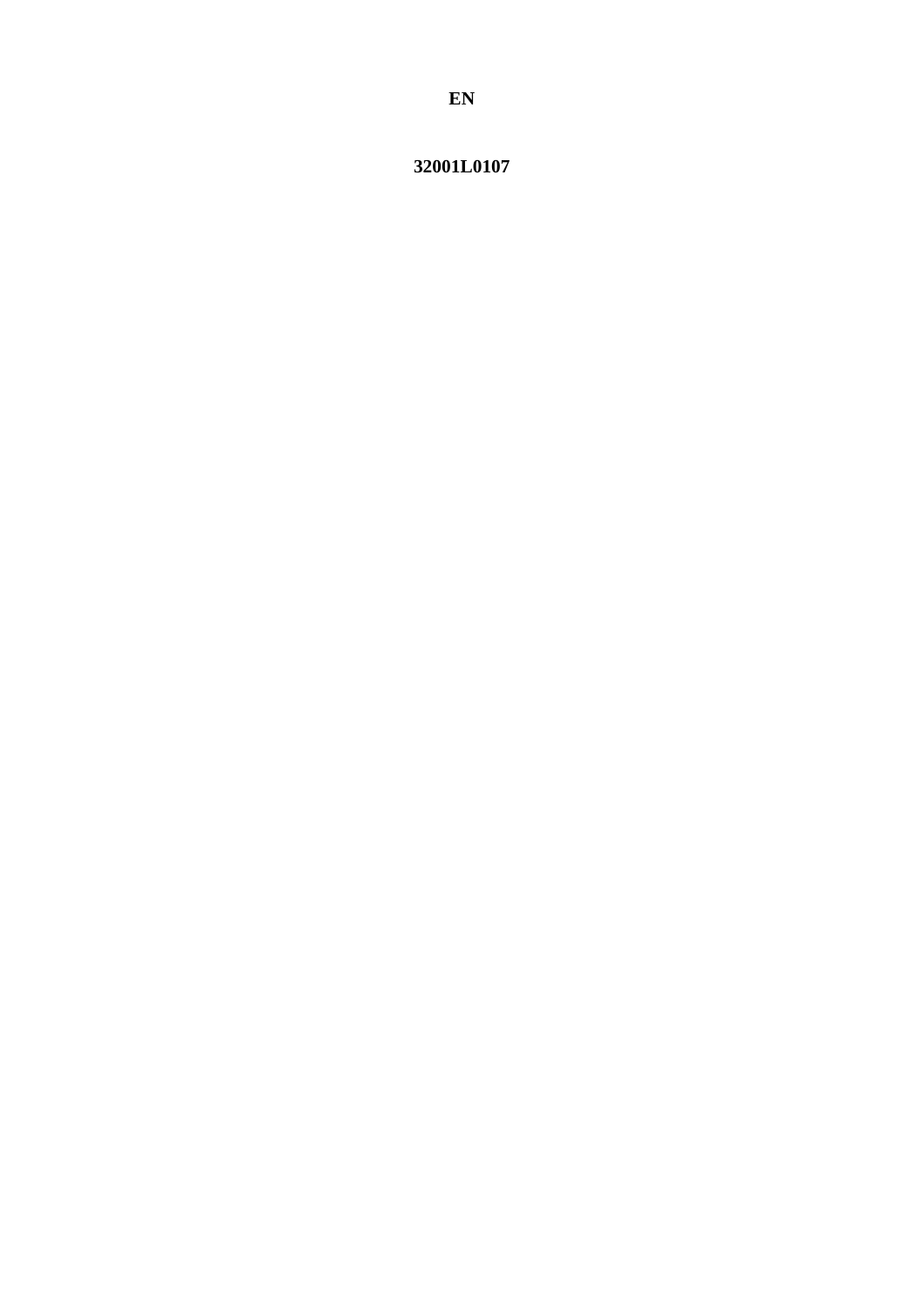**EN**

**32001L0107**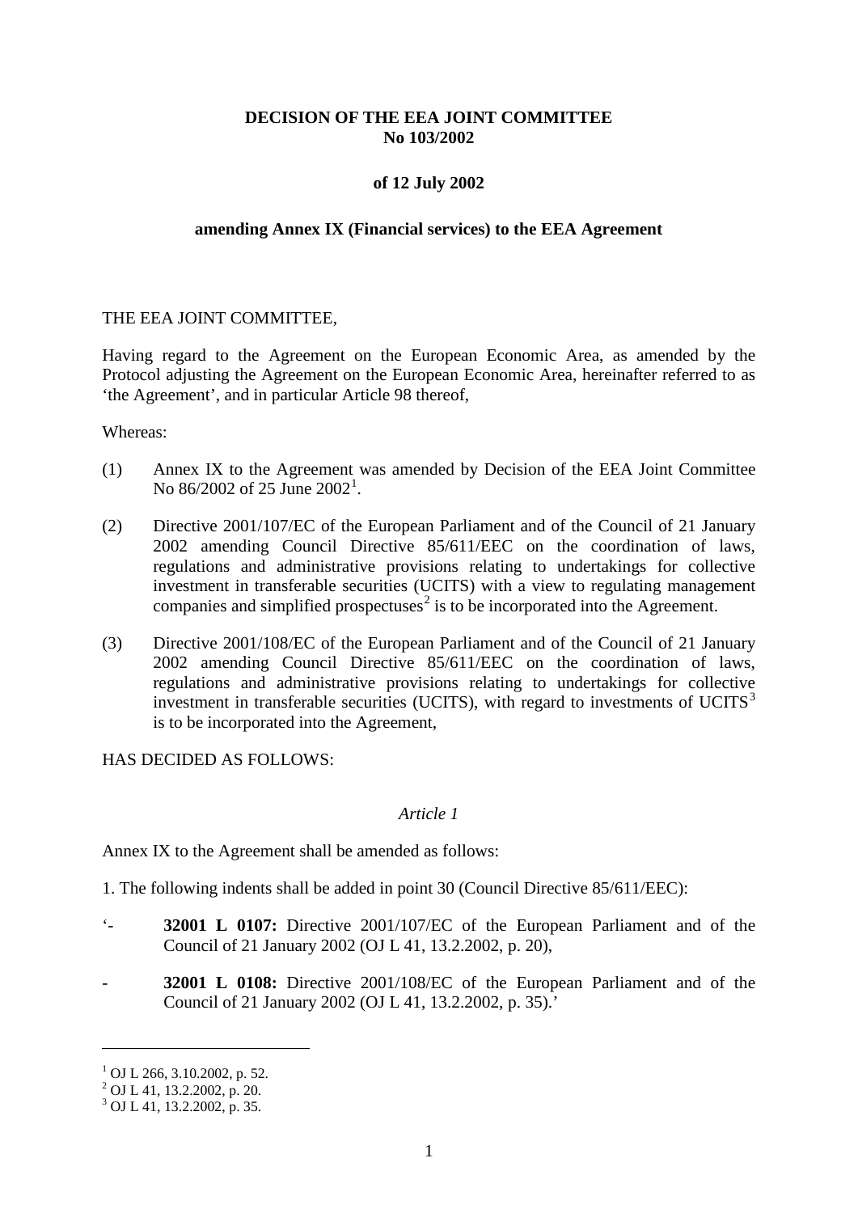**DECISION OF THE EEA JOINT COMMITTEE**
**No 103/2002**

**of 12 July 2002**

**amending Annex IX (Financial services) to the EEA Agreement**

THE EEA JOINT COMMITTEE,

Having regard to the Agreement on the European Economic Area, as amended by the Protocol adjusting the Agreement on the European Economic Area, hereinafter referred to as 'the Agreement', and in particular Article 98 thereof,

Whereas:

(1) Annex IX to the Agreement was amended by Decision of the EEA Joint Committee No 86/2002 of 25 June 2002[1].

(2) Directive 2001/107/EC of the European Parliament and of the Council of 21 January 2002 amending Council Directive 85/611/EEC on the coordination of laws, regulations and administrative provisions relating to undertakings for collective investment in transferable securities (UCITS) with a view to regulating management companies and simplified prospectuses[2] is to be incorporated into the Agreement.

(3) Directive 2001/108/EC of the European Parliament and of the Council of 21 January 2002 amending Council Directive 85/611/EEC on the coordination of laws, regulations and administrative provisions relating to undertakings for collective investment in transferable securities (UCITS), with regard to investments of UCITS[3] is to be incorporated into the Agreement,

HAS DECIDED AS FOLLOWS:

*Article 1*

Annex IX to the Agreement shall be amended as follows:

1. The following indents shall be added in point 30 (Council Directive 85/611/EEC):

'- **32001 L 0107:** Directive 2001/107/EC of the European Parliament and of the Council of 21 January 2002 (OJ L 41, 13.2.2002, p. 20),

- **32001 L 0108:** Directive 2001/108/EC of the European Parliament and of the Council of 21 January 2002 (OJ L 41, 13.2.2002, p. 35).'

---

[1] OJ L 266, 3.10.2002, p. 52.
[2] OJ L 41, 13.2.2002, p. 20.
[3] OJ L 41, 13.2.2002, p. 35.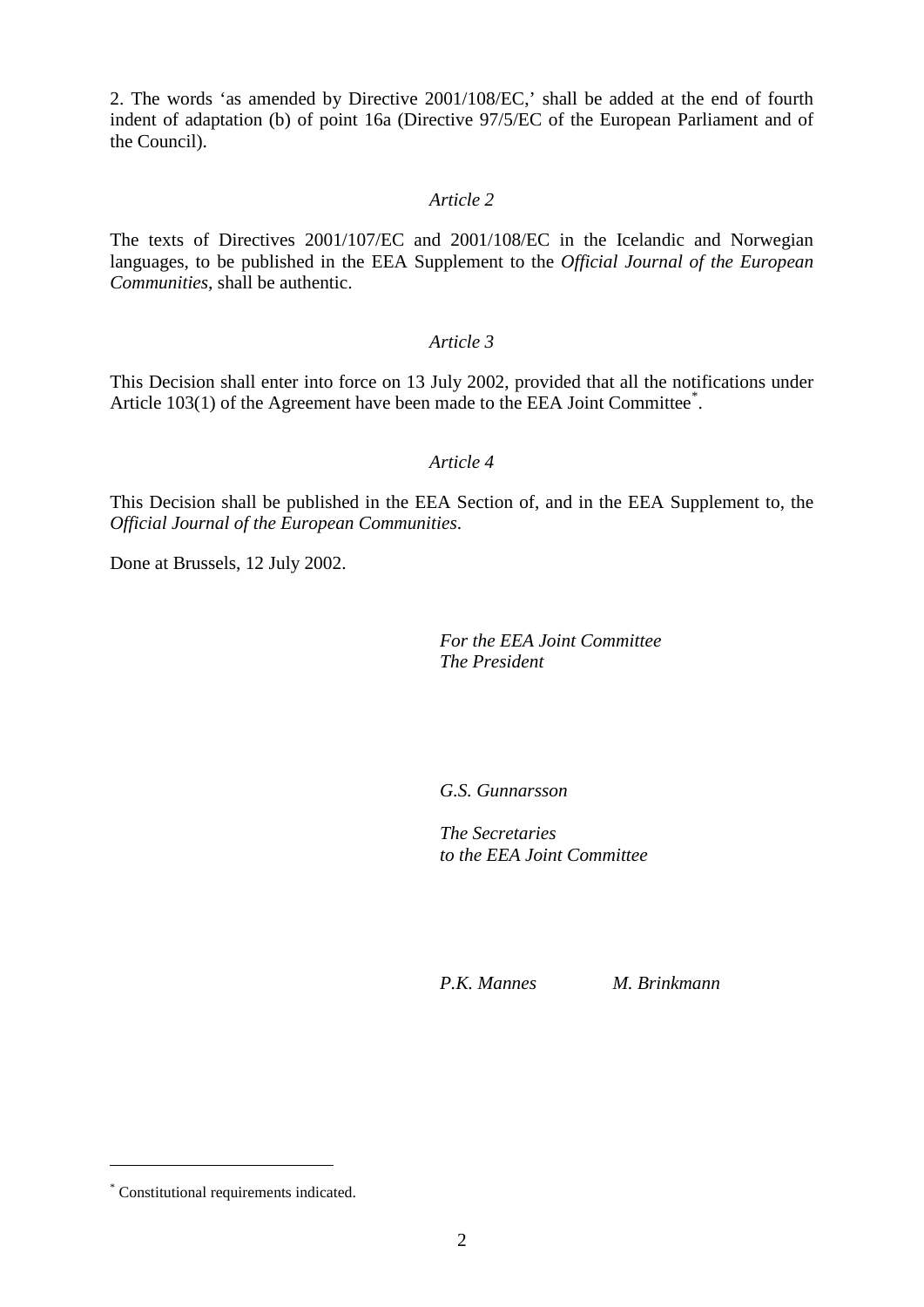2. The words ‘as amended by Directive 2001/108/EC,’ shall be added at the end of fourth indent of adaptation (b) of point 16a (Directive 97/5/EC of the European Parliament and of the Council).

*Article 2*

The texts of Directives 2001/107/EC and 2001/108/EC in the Icelandic and Norwegian languages, to be published in the EEA Supplement to the *Official Journal of the European Communities*, shall be authentic.

*Article 3*

This Decision shall enter into force on 13 July 2002, provided that all the notifications under Article 103(1) of the Agreement have been made to the EEA Joint Committee[*].

*Article 4*

This Decision shall be published in the EEA Section of, and in the EEA Supplement to, the *Official Journal of the European Communities*.

Done at Brussels, 12 July 2002.

*For the EEA Joint Committee*
*The President*

*G.S. Gunnarsson*

*The Secretaries*
*to the EEA Joint Committee*

*P.K. Mannes* *M. Brinkmann*

---

[*] Constitutional requirements indicated.